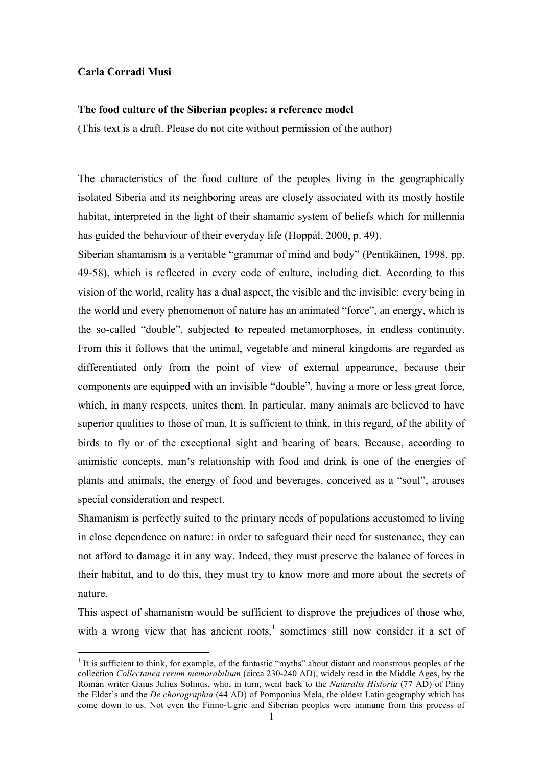**Carla Corradi Musi**

**The food culture of the Siberian peoples: a reference model**

(This text is a draft. Please do not cite without permission of the author)

The characteristics of the food culture of the peoples living in the geographically isolated Siberia and its neighboring areas are closely associated with its mostly hostile habitat, interpreted in the light of their shamanic system of beliefs which for millennia has guided the behaviour of their everyday life (Hoppál, 2000, p. 49).

Siberian shamanism is a veritable "grammar of mind and body" (Pentikäinen, 1998, pp. 49-58), which is reflected in every code of culture, including diet. According to this vision of the world, reality has a dual aspect, the visible and the invisible: every being in the world and every phenomenon of nature has an animated "force", an energy, which is the so-called "double", subjected to repeated metamorphoses, in endless continuity. From this it follows that the animal, vegetable and mineral kingdoms are regarded as differentiated only from the point of view of external appearance, because their components are equipped with an invisible "double", having a more or less great force, which, in many respects, unites them. In particular, many animals are believed to have superior qualities to those of man. It is sufficient to think, in this regard, of the ability of birds to fly or of the exceptional sight and hearing of bears. Because, according to animistic concepts, man's relationship with food and drink is one of the energies of plants and animals, the energy of food and beverages, conceived as a "soul", arouses special consideration and respect.

Shamanism is perfectly suited to the primary needs of populations accustomed to living in close dependence on nature: in order to safeguard their need for sustenance, they can not afford to damage it in any way. Indeed, they must preserve the balance of forces in their habitat, and to do this, they must try to know more and more about the secrets of nature.

This aspect of shamanism would be sufficient to disprove the prejudices of those who, with a wrong view that has ancient roots,[1] sometimes still now consider it a set of

[1] It is sufficient to think, for example, of the fantastic "myths" about distant and monstrous peoples of the collection *Collectanea rerum memorabilium* (circa 230-240 AD), widely read in the Middle Ages, by the Roman writer Gaius Julius Solinus, who, in turn, went back to the *Naturalis Historia* (77 AD) of Pliny the Elder's and the *De chorographia* (44 AD) of Pomponius Mela, the oldest Latin geography which has come down to us. Not even the Finno-Ugric and Siberian peoples were immune from this process of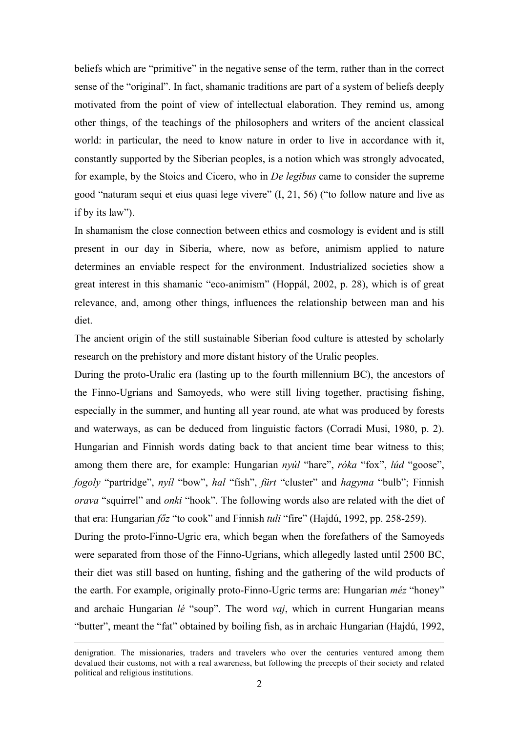beliefs which are "primitive" in the negative sense of the term, rather than in the correct sense of the "original". In fact, shamanic traditions are part of a system of beliefs deeply motivated from the point of view of intellectual elaboration. They remind us, among other things, of the teachings of the philosophers and writers of the ancient classical world: in particular, the need to know nature in order to live in accordance with it, constantly supported by the Siberian peoples, is a notion which was strongly advocated, for example, by the Stoics and Cicero, who in *De legibus* came to consider the supreme good "naturam sequi et eius quasi lege vivere" (I, 21, 56) ("to follow nature and live as if by its law").

In shamanism the close connection between ethics and cosmology is evident and is still present in our day in Siberia, where, now as before, animism applied to nature determines an enviable respect for the environment. Industrialized societies show a great interest in this shamanic "eco-animism" (Hoppál, 2002, p. 28), which is of great relevance, and, among other things, influences the relationship between man and his diet.

The ancient origin of the still sustainable Siberian food culture is attested by scholarly research on the prehistory and more distant history of the Uralic peoples.

During the proto-Uralic era (lasting up to the fourth millennium BC), the ancestors of the Finno-Ugrians and Samoyeds, who were still living together, practising fishing, especially in the summer, and hunting all year round, ate what was produced by forests and waterways, as can be deduced from linguistic factors (Corradi Musi, 1980, p. 2). Hungarian and Finnish words dating back to that ancient time bear witness to this; among them there are, for example: Hungarian *nyúl* "hare", *róka* "fox", *lúd* "goose", *fogoly* "partridge", *nyíl* "bow", *hal* "fish", *fürt* "cluster" and *hagyma* "bulb"; Finnish *orava* "squirrel" and *onki* "hook". The following words also are related with the diet of that era: Hungarian *főz* "to cook" and Finnish *tuli* "fire" (Hajdú, 1992, pp. 258-259).

During the proto-Finno-Ugric era, which began when the forefathers of the Samoyeds were separated from those of the Finno-Ugrians, which allegedly lasted until 2500 BC, their diet was still based on hunting, fishing and the gathering of the wild products of the earth. For example, originally proto-Finno-Ugric terms are: Hungarian *méz* "honey" and archaic Hungarian *lé* "soup". The word *vaj*, which in current Hungarian means "butter", meant the "fat" obtained by boiling fish, as in archaic Hungarian (Hajdú, 1992,

---

denigration. The missionaries, traders and travelers who over the centuries ventured among them devalued their customs, not with a real awareness, but following the precepts of their society and related political and religious institutions.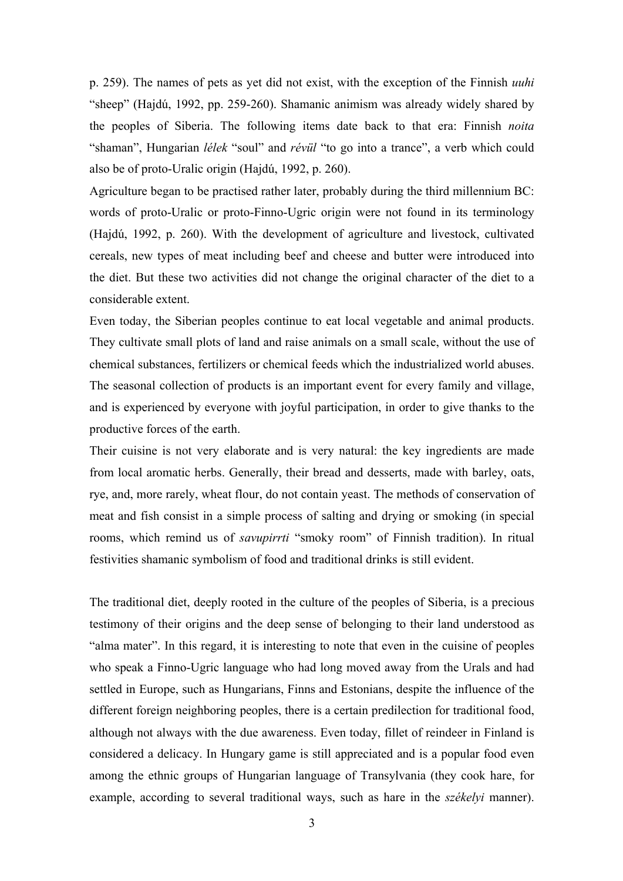p. 259). The names of pets as yet did not exist, with the exception of the Finnish *uuhi* "sheep" (Hajdú, 1992, pp. 259-260). Shamanic animism was already widely shared by the peoples of Siberia. The following items date back to that era: Finnish *noita* "shaman", Hungarian *lélek* "soul" and *révül* "to go into a trance", a verb which could also be of proto-Uralic origin (Hajdú, 1992, p. 260).

Agriculture began to be practised rather later, probably during the third millennium BC: words of proto-Uralic or proto-Finno-Ugric origin were not found in its terminology (Hajdú, 1992, p. 260). With the development of agriculture and livestock, cultivated cereals, new types of meat including beef and cheese and butter were introduced into the diet. But these two activities did not change the original character of the diet to a considerable extent.

Even today, the Siberian peoples continue to eat local vegetable and animal products. They cultivate small plots of land and raise animals on a small scale, without the use of chemical substances, fertilizers or chemical feeds which the industrialized world abuses. The seasonal collection of products is an important event for every family and village, and is experienced by everyone with joyful participation, in order to give thanks to the productive forces of the earth.

Their cuisine is not very elaborate and is very natural: the key ingredients are made from local aromatic herbs. Generally, their bread and desserts, made with barley, oats, rye, and, more rarely, wheat flour, do not contain yeast. The methods of conservation of meat and fish consist in a simple process of salting and drying or smoking (in special rooms, which remind us of *savupirrti* "smoky room" of Finnish tradition). In ritual festivities shamanic symbolism of food and traditional drinks is still evident.

The traditional diet, deeply rooted in the culture of the peoples of Siberia, is a precious testimony of their origins and the deep sense of belonging to their land understood as "alma mater". In this regard, it is interesting to note that even in the cuisine of peoples who speak a Finno-Ugric language who had long moved away from the Urals and had settled in Europe, such as Hungarians, Finns and Estonians, despite the influence of the different foreign neighboring peoples, there is a certain predilection for traditional food, although not always with the due awareness. Even today, fillet of reindeer in Finland is considered a delicacy. In Hungary game is still appreciated and is a popular food even among the ethnic groups of Hungarian language of Transylvania (they cook hare, for example, according to several traditional ways, such as hare in the *székelyi* manner).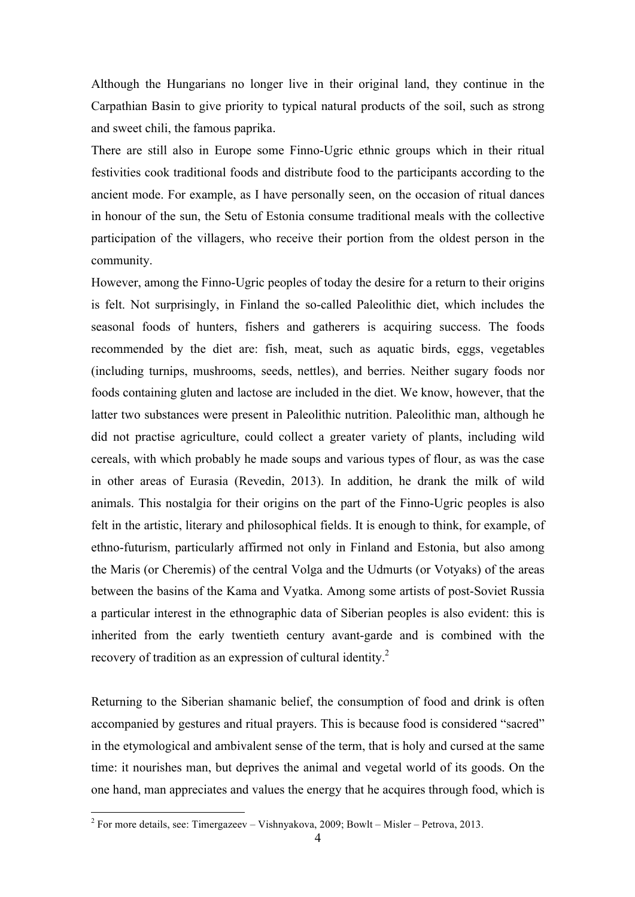Although the Hungarians no longer live in their original land, they continue in the Carpathian Basin to give priority to typical natural products of the soil, such as strong and sweet chili, the famous paprika.

There are still also in Europe some Finno-Ugric ethnic groups which in their ritual festivities cook traditional foods and distribute food to the participants according to the ancient mode. For example, as I have personally seen, on the occasion of ritual dances in honour of the sun, the Setu of Estonia consume traditional meals with the collective participation of the villagers, who receive their portion from the oldest person in the community.

However, among the Finno-Ugric peoples of today the desire for a return to their origins is felt. Not surprisingly, in Finland the so-called Paleolithic diet, which includes the seasonal foods of hunters, fishers and gatherers is acquiring success. The foods recommended by the diet are: fish, meat, such as aquatic birds, eggs, vegetables (including turnips, mushrooms, seeds, nettles), and berries. Neither sugary foods nor foods containing gluten and lactose are included in the diet. We know, however, that the latter two substances were present in Paleolithic nutrition. Paleolithic man, although he did not practise agriculture, could collect a greater variety of plants, including wild cereals, with which probably he made soups and various types of flour, as was the case in other areas of Eurasia (Revedin, 2013). In addition, he drank the milk of wild animals. This nostalgia for their origins on the part of the Finno-Ugric peoples is also felt in the artistic, literary and philosophical fields. It is enough to think, for example, of ethno-futurism, particularly affirmed not only in Finland and Estonia, but also among the Maris (or Cheremis) of the central Volga and the Udmurts (or Votyaks) of the areas between the basins of the Kama and Vyatka. Among some artists of post-Soviet Russia a particular interest in the ethnographic data of Siberian peoples is also evident: this is inherited from the early twentieth century avant-garde and is combined with the recovery of tradition as an expression of cultural identity.[2]

Returning to the Siberian shamanic belief, the consumption of food and drink is often accompanied by gestures and ritual prayers. This is because food is considered "sacred" in the etymological and ambivalent sense of the term, that is holy and cursed at the same time: it nourishes man, but deprives the animal and vegetal world of its goods. On the one hand, man appreciates and values the energy that he acquires through food, which is

[2] For more details, see: Timergazeev – Vishnyakova, 2009; Bowlt – Misler – Petrova, 2013.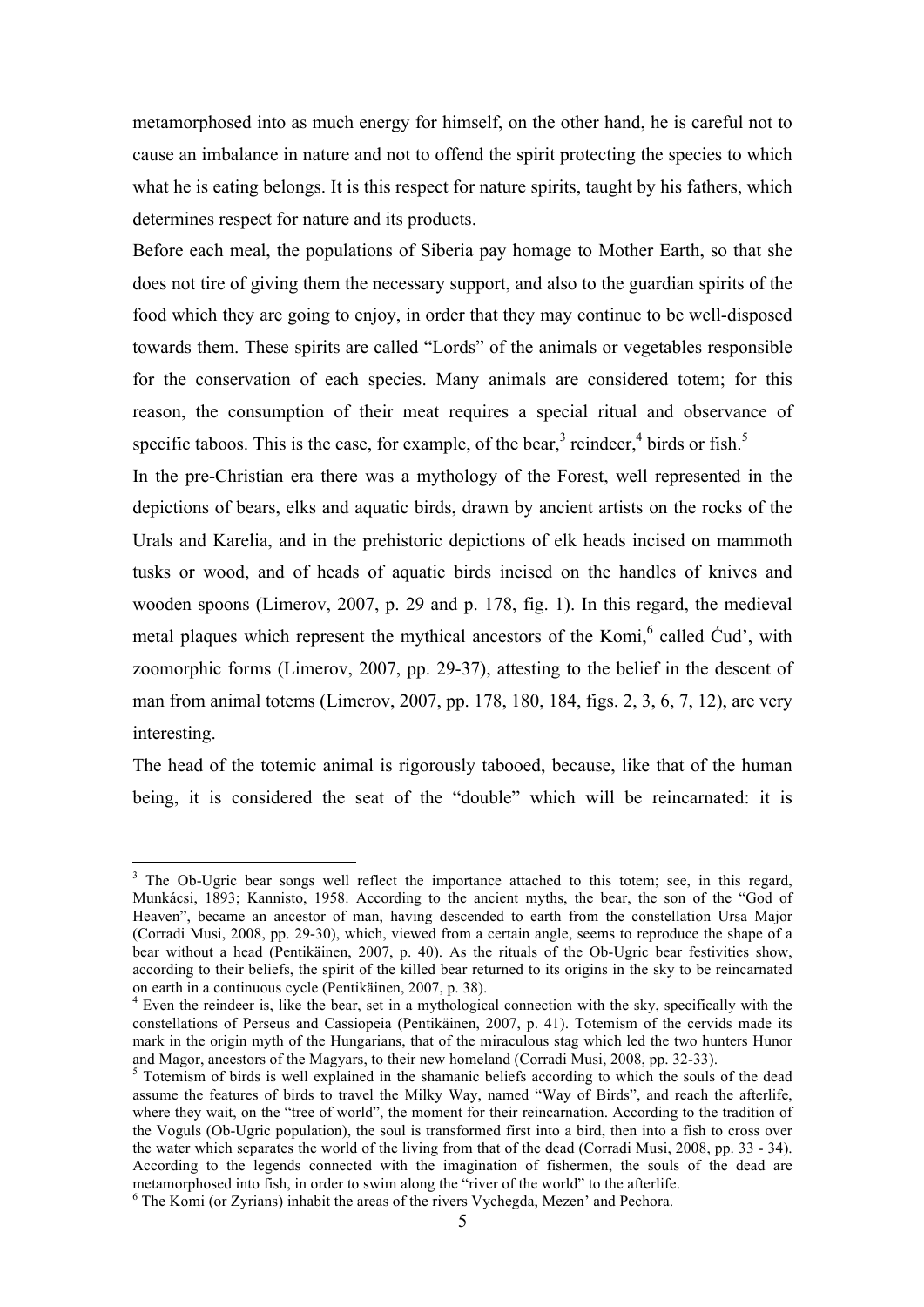metamorphosed into as much energy for himself, on the other hand, he is careful not to cause an imbalance in nature and not to offend the spirit protecting the species to which what he is eating belongs. It is this respect for nature spirits, taught by his fathers, which determines respect for nature and its products.

Before each meal, the populations of Siberia pay homage to Mother Earth, so that she does not tire of giving them the necessary support, and also to the guardian spirits of the food which they are going to enjoy, in order that they may continue to be well-disposed towards them. These spirits are called "Lords" of the animals or vegetables responsible for the conservation of each species. Many animals are considered totem; for this reason, the consumption of their meat requires a special ritual and observance of specific taboos. This is the case, for example, of the bear,[3] reindeer,[4] birds or fish.[5]

In the pre-Christian era there was a mythology of the Forest, well represented in the depictions of bears, elks and aquatic birds, drawn by ancient artists on the rocks of the Urals and Karelia, and in the prehistoric depictions of elk heads incised on mammoth tusks or wood, and of heads of aquatic birds incised on the handles of knives and wooden spoons (Limerov, 2007, p. 29 and p. 178, fig. 1). In this regard, the medieval metal plaques which represent the mythical ancestors of the Komi,[6] called Ćud', with zoomorphic forms (Limerov, 2007, pp. 29-37), attesting to the belief in the descent of man from animal totems (Limerov, 2007, pp. 178, 180, 184, figs. 2, 3, 6, 7, 12), are very interesting.

The head of the totemic animal is rigorously tabooed, because, like that of the human being, it is considered the seat of the "double" which will be reincarnated: it is

---

[3] The Ob-Ugric bear songs well reflect the importance attached to this totem; see, in this regard, Munkácsi, 1893; Kannisto, 1958. According to the ancient myths, the bear, the son of the "God of Heaven", became an ancestor of man, having descended to earth from the constellation Ursa Major (Corradi Musi, 2008, pp. 29-30), which, viewed from a certain angle, seems to reproduce the shape of a bear without a head (Pentikäinen, 2007, p. 40). As the rituals of the Ob-Ugric bear festivities show, according to their beliefs, the spirit of the killed bear returned to its origins in the sky to be reincarnated on earth in a continuous cycle (Pentikäinen, 2007, p. 38).

[4] Even the reindeer is, like the bear, set in a mythological connection with the sky, specifically with the constellations of Perseus and Cassiopeia (Pentikäinen, 2007, p. 41). Totemism of the cervids made its mark in the origin myth of the Hungarians, that of the miraculous stag which led the two hunters Hunor and Magor, ancestors of the Magyars, to their new homeland (Corradi Musi, 2008, pp. 32-33).

[5] Totemism of birds is well explained in the shamanic beliefs according to which the souls of the dead assume the features of birds to travel the Milky Way, named "Way of Birds", and reach the afterlife, where they wait, on the "tree of world", the moment for their reincarnation. According to the tradition of the Voguls (Ob-Ugric population), the soul is transformed first into a bird, then into a fish to cross over the water which separates the world of the living from that of the dead (Corradi Musi, 2008, pp. 33 - 34). According to the legends connected with the imagination of fishermen, the souls of the dead are metamorphosed into fish, in order to swim along the "river of the world" to the afterlife.

[6] The Komi (or Zyrians) inhabit the areas of the rivers Vychegda, Mezen' and Pechora.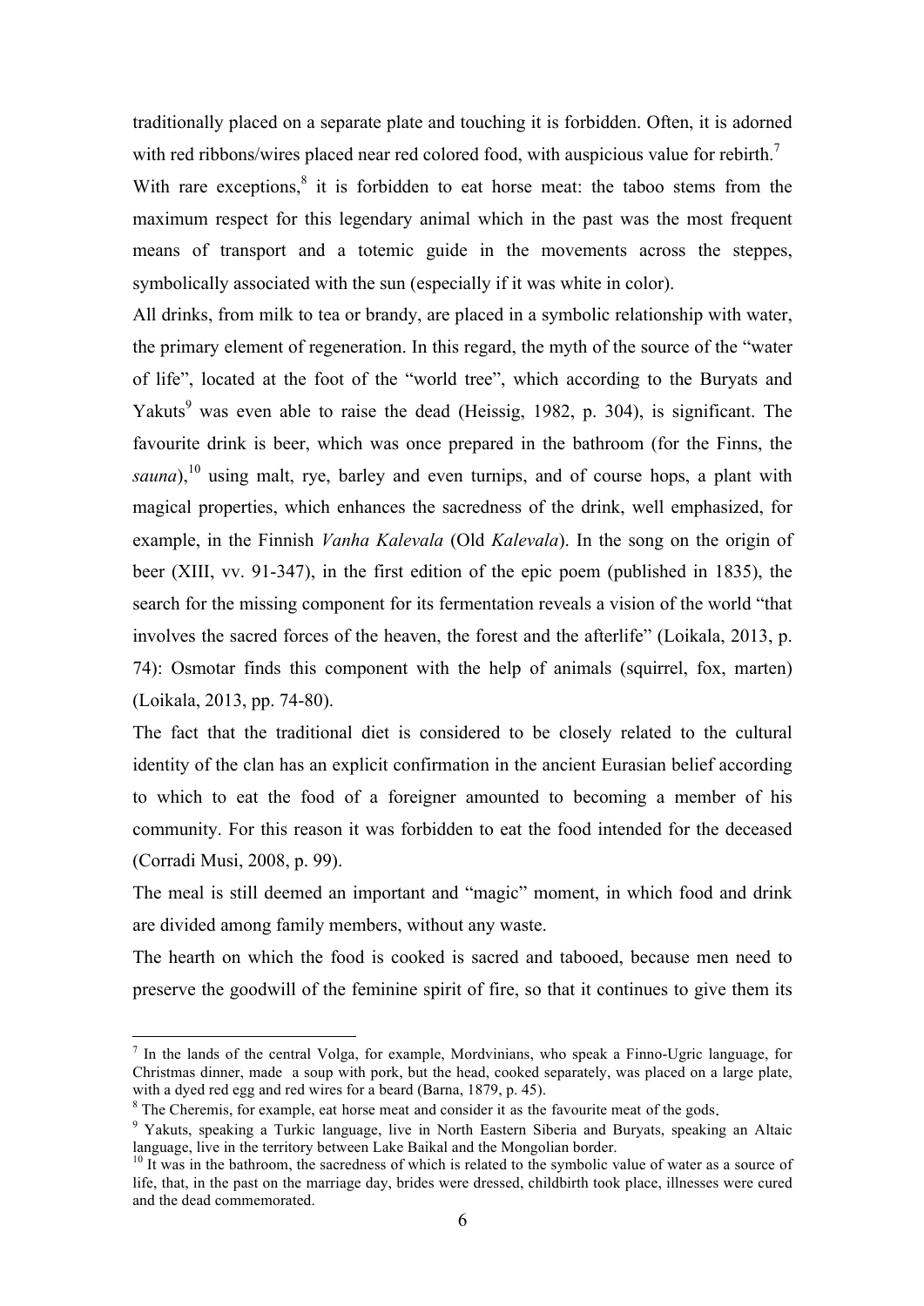traditionally placed on a separate plate and touching it is forbidden. Often, it is adorned with red ribbons/wires placed near red colored food, with auspicious value for rebirth.[7]

With rare exceptions,[8] it is forbidden to eat horse meat: the taboo stems from the maximum respect for this legendary animal which in the past was the most frequent means of transport and a totemic guide in the movements across the steppes, symbolically associated with the sun (especially if it was white in color).

All drinks, from milk to tea or brandy, are placed in a symbolic relationship with water, the primary element of regeneration. In this regard, the myth of the source of the "water of life", located at the foot of the "world tree", which according to the Buryats and Yakuts[9] was even able to raise the dead (Heissig, 1982, p. 304), is significant. The favourite drink is beer, which was once prepared in the bathroom (for the Finns, the *sauna*),[10] using malt, rye, barley and even turnips, and of course hops, a plant with magical properties, which enhances the sacredness of the drink, well emphasized, for example, in the Finnish *Vanha Kalevala* (Old *Kalevala*). In the song on the origin of beer (XIII, vv. 91-347), in the first edition of the epic poem (published in 1835), the search for the missing component for its fermentation reveals a vision of the world "that involves the sacred forces of the heaven, the forest and the afterlife" (Loikala, 2013, p. 74): Osmotar finds this component with the help of animals (squirrel, fox, marten) (Loikala, 2013, pp. 74-80).

The fact that the traditional diet is considered to be closely related to the cultural identity of the clan has an explicit confirmation in the ancient Eurasian belief according to which to eat the food of a foreigner amounted to becoming a member of his community. For this reason it was forbidden to eat the food intended for the deceased (Corradi Musi, 2008, p. 99).

The meal is still deemed an important and "magic" moment, in which food and drink are divided among family members, without any waste.

The hearth on which the food is cooked is sacred and tabooed, because men need to preserve the goodwill of the feminine spirit of fire, so that it continues to give them its

---

[7] In the lands of the central Volga, for example, Mordvinians, who speak a Finno-Ugric language, for Christmas dinner, made a soup with pork, but the head, cooked separately, was placed on a large plate, with a dyed red egg and red wires for a beard (Barna, 1879, p. 45).

[8] The Cheremis, for example, eat horse meat and consider it as the favourite meat of the gods.

[9] Yakuts, speaking a Turkic language, live in North Eastern Siberia and Buryats, speaking an Altaic language, live in the territory between Lake Baikal and the Mongolian border.

[10] It was in the bathroom, the sacredness of which is related to the symbolic value of water as a source of life, that, in the past on the marriage day, brides were dressed, childbirth took place, illnesses were cured and the dead commemorated.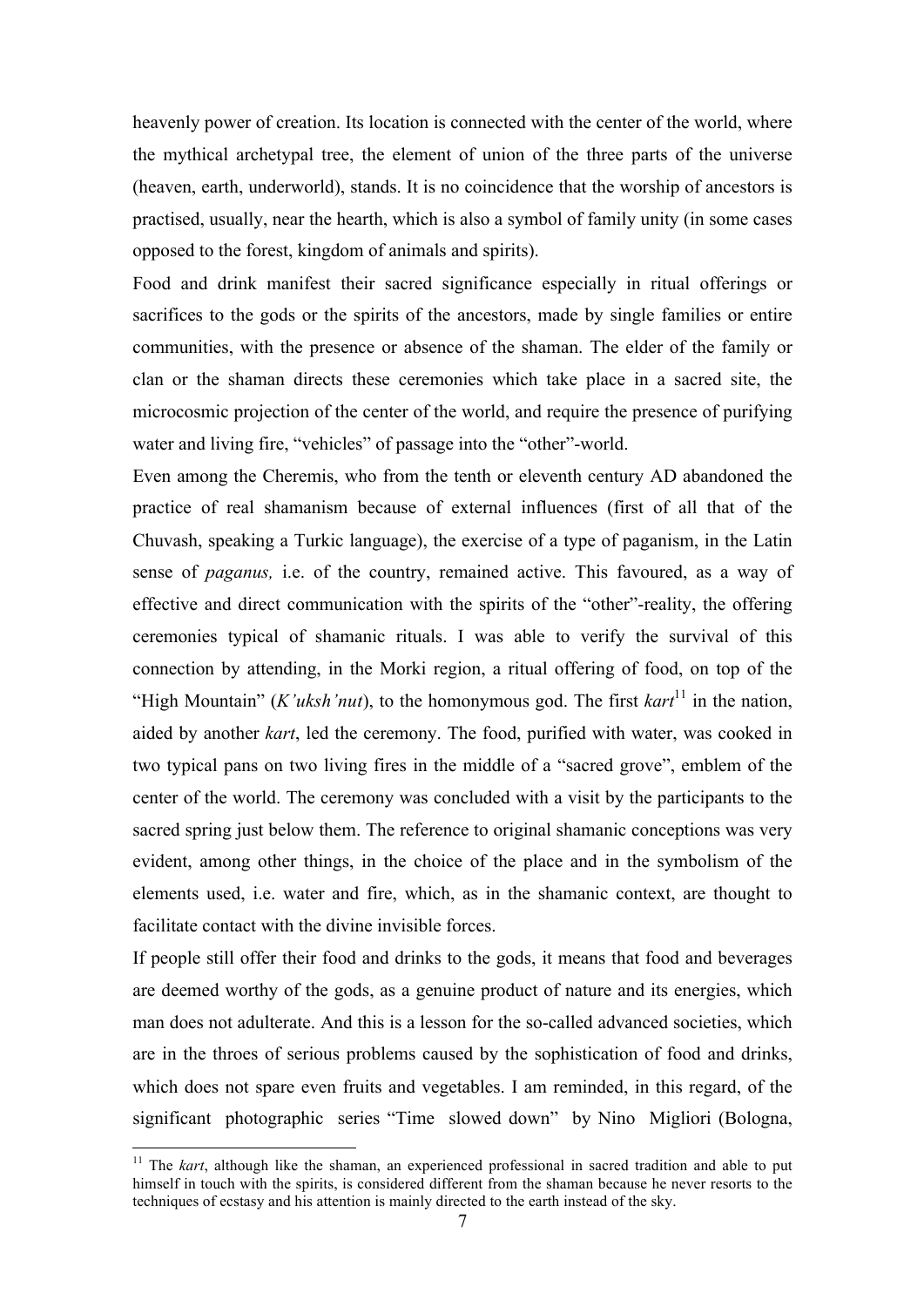heavenly power of creation. Its location is connected with the center of the world, where the mythical archetypal tree, the element of union of the three parts of the universe (heaven, earth, underworld), stands. It is no coincidence that the worship of ancestors is practised, usually, near the hearth, which is also a symbol of family unity (in some cases opposed to the forest, kingdom of animals and spirits).

Food and drink manifest their sacred significance especially in ritual offerings or sacrifices to the gods or the spirits of the ancestors, made by single families or entire communities, with the presence or absence of the shaman. The elder of the family or clan or the shaman directs these ceremonies which take place in a sacred site, the microcosmic projection of the center of the world, and require the presence of purifying water and living fire, "vehicles" of passage into the "other"-world.

Even among the Cheremis, who from the tenth or eleventh century AD abandoned the practice of real shamanism because of external influences (first of all that of the Chuvash, speaking a Turkic language), the exercise of a type of paganism, in the Latin sense of *paganus,* i.e. of the country, remained active. This favoured, as a way of effective and direct communication with the spirits of the "other"-reality, the offering ceremonies typical of shamanic rituals. I was able to verify the survival of this connection by attending, in the Morki region, a ritual offering of food, on top of the "High Mountain" (*K'uksh'nut*), to the homonymous god. The first *kart*[11] in the nation, aided by another *kart*, led the ceremony. The food, purified with water, was cooked in two typical pans on two living fires in the middle of a "sacred grove", emblem of the center of the world. The ceremony was concluded with a visit by the participants to the sacred spring just below them. The reference to original shamanic conceptions was very evident, among other things, in the choice of the place and in the symbolism of the elements used, i.e. water and fire, which, as in the shamanic context, are thought to facilitate contact with the divine invisible forces.

If people still offer their food and drinks to the gods, it means that food and beverages are deemed worthy of the gods, as a genuine product of nature and its energies, which man does not adulterate. And this is a lesson for the so-called advanced societies, which are in the throes of serious problems caused by the sophistication of food and drinks, which does not spare even fruits and vegetables. I am reminded, in this regard, of the significant photographic series "Time slowed down" by Nino Migliori (Bologna,

---

[11] The *kart*, although like the shaman, an experienced professional in sacred tradition and able to put himself in touch with the spirits, is considered different from the shaman because he never resorts to the techniques of ecstasy and his attention is mainly directed to the earth instead of the sky.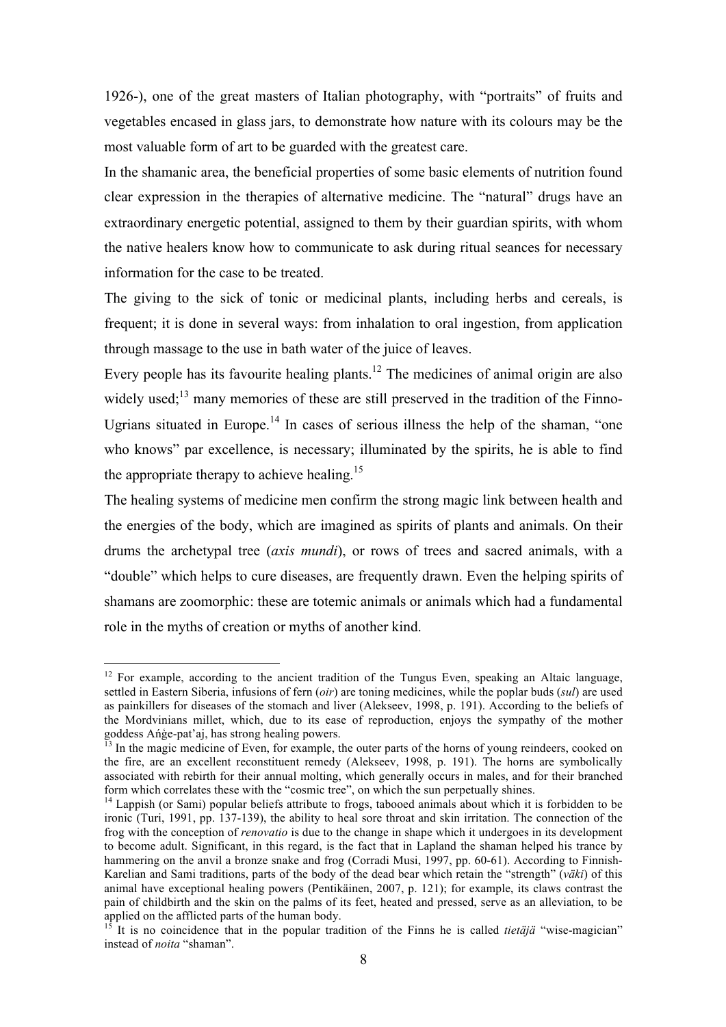1926-), one of the great masters of Italian photography, with "portraits" of fruits and vegetables encased in glass jars, to demonstrate how nature with its colours may be the most valuable form of art to be guarded with the greatest care.

In the shamanic area, the beneficial properties of some basic elements of nutrition found clear expression in the therapies of alternative medicine. The "natural" drugs have an extraordinary energetic potential, assigned to them by their guardian spirits, with whom the native healers know how to communicate to ask during ritual seances for necessary information for the case to be treated.

The giving to the sick of tonic or medicinal plants, including herbs and cereals, is frequent; it is done in several ways: from inhalation to oral ingestion, from application through massage to the use in bath water of the juice of leaves.

Every people has its favourite healing plants.[12] The medicines of animal origin are also widely used;[13] many memories of these are still preserved in the tradition of the Finno-Ugrians situated in Europe.[14] In cases of serious illness the help of the shaman, "one who knows" par excellence, is necessary; illuminated by the spirits, he is able to find the appropriate therapy to achieve healing.[15]

The healing systems of medicine men confirm the strong magic link between health and the energies of the body, which are imagined as spirits of plants and animals. On their drums the archetypal tree (*axis mundi*), or rows of trees and sacred animals, with a "double" which helps to cure diseases, are frequently drawn. Even the helping spirits of shamans are zoomorphic: these are totemic animals or animals which had a fundamental role in the myths of creation or myths of another kind.

---

[12] For example, according to the ancient tradition of the Tungus Even, speaking an Altaic language, settled in Eastern Siberia, infusions of fern (*oir*) are toning medicines, while the poplar buds (*sul*) are used as painkillers for diseases of the stomach and liver (Alekseev, 1998, p. 191). According to the beliefs of the Mordvinians millet, which, due to its ease of reproduction, enjoys the sympathy of the mother goddess Aṅġe-pat'aj, has strong healing powers.

[13] In the magic medicine of Even, for example, the outer parts of the horns of young reindeers, cooked on the fire, are an excellent reconstituent remedy (Alekseev, 1998, p. 191). The horns are symbolically associated with rebirth for their annual molting, which generally occurs in males, and for their branched form which correlates these with the "cosmic tree", on which the sun perpetually shines.

[14] Lappish (or Sami) popular beliefs attribute to frogs, tabooed animals about which it is forbidden to be ironic (Turi, 1991, pp. 137-139), the ability to heal sore throat and skin irritation. The connection of the frog with the conception of *renovatio* is due to the change in shape which it undergoes in its development to become adult. Significant, in this regard, is the fact that in Lapland the shaman helped his trance by hammering on the anvil a bronze snake and frog (Corradi Musi, 1997, pp. 60-61). According to Finnish-Karelian and Sami traditions, parts of the body of the dead bear which retain the "strength" (*väki*) of this animal have exceptional healing powers (Pentikäinen, 2007, p. 121); for example, its claws contrast the pain of childbirth and the skin on the palms of its feet, heated and pressed, serve as an alleviation, to be applied on the afflicted parts of the human body.

[15] It is no coincidence that in the popular tradition of the Finns he is called *tietäjä* "wise-magician" instead of *noita* "shaman".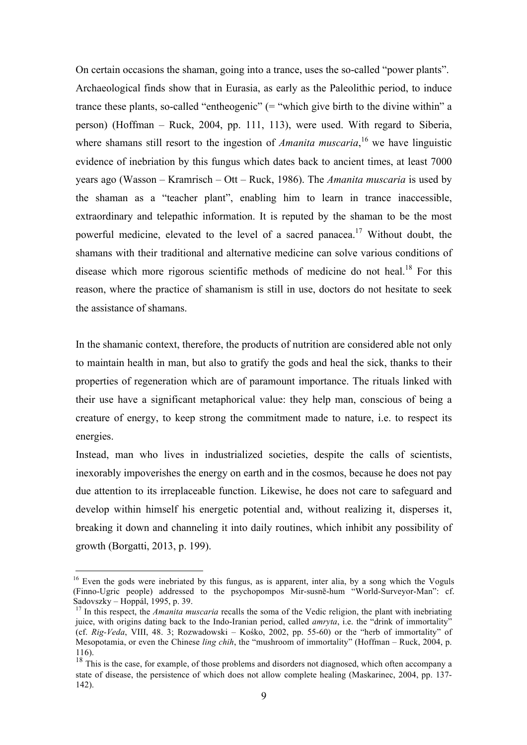On certain occasions the shaman, going into a trance, uses the so-called "power plants". Archaeological finds show that in Eurasia, as early as the Paleolithic period, to induce trance these plants, so-called "entheogenic" (= "which give birth to the divine within" a person) (Hoffman – Ruck, 2004, pp. 111, 113), were used. With regard to Siberia, where shamans still resort to the ingestion of *Amanita muscaria*,[16] we have linguistic evidence of inebriation by this fungus which dates back to ancient times, at least 7000 years ago (Wasson – Kramrisch – Ott – Ruck, 1986). The *Amanita muscaria* is used by the shaman as a "teacher plant", enabling him to learn in trance inaccessible, extraordinary and telepathic information. It is reputed by the shaman to be the most powerful medicine, elevated to the level of a sacred panacea.[17] Without doubt, the shamans with their traditional and alternative medicine can solve various conditions of disease which more rigorous scientific methods of medicine do not heal.[18] For this reason, where the practice of shamanism is still in use, doctors do not hesitate to seek the assistance of shamans.

In the shamanic context, therefore, the products of nutrition are considered able not only to maintain health in man, but also to gratify the gods and heal the sick, thanks to their properties of regeneration which are of paramount importance. The rituals linked with their use have a significant metaphorical value: they help man, conscious of being a creature of energy, to keep strong the commitment made to nature, i.e. to respect its energies.

Instead, man who lives in industrialized societies, despite the calls of scientists, inexorably impoverishes the energy on earth and in the cosmos, because he does not pay due attention to its irreplaceable function. Likewise, he does not care to safeguard and develop within himself his energetic potential and, without realizing it, disperses it, breaking it down and channeling it into daily routines, which inhibit any possibility of growth (Borgatti, 2013, p. 199).

---

[16] Even the gods were inebriated by this fungus, as is apparent, inter alia, by a song which the Voguls (Finno-Ugric people) addressed to the psychopompos Mir-susnē-hum "World-Surveyor-Man": cf. Sadovszky – Hoppál, 1995, p. 39.

[17] In this respect, the *Amanita muscaria* recalls the soma of the Vedic religion, the plant with inebriating juice, with origins dating back to the Indo-Iranian period, called *amryta*, i.e. the "drink of immortality" (cf. *Rig-Veda*, VIII, 48. 3; Rozwadowski – Kośko, 2002, pp. 55-60) or the "herb of immortality" of Mesopotamia, or even the Chinese *ling chih*, the "mushroom of immortality" (Hoffman – Ruck, 2004, p. 116).

[18] This is the case, for example, of those problems and disorders not diagnosed, which often accompany a state of disease, the persistence of which does not allow complete healing (Maskarinec, 2004, pp. 137-142).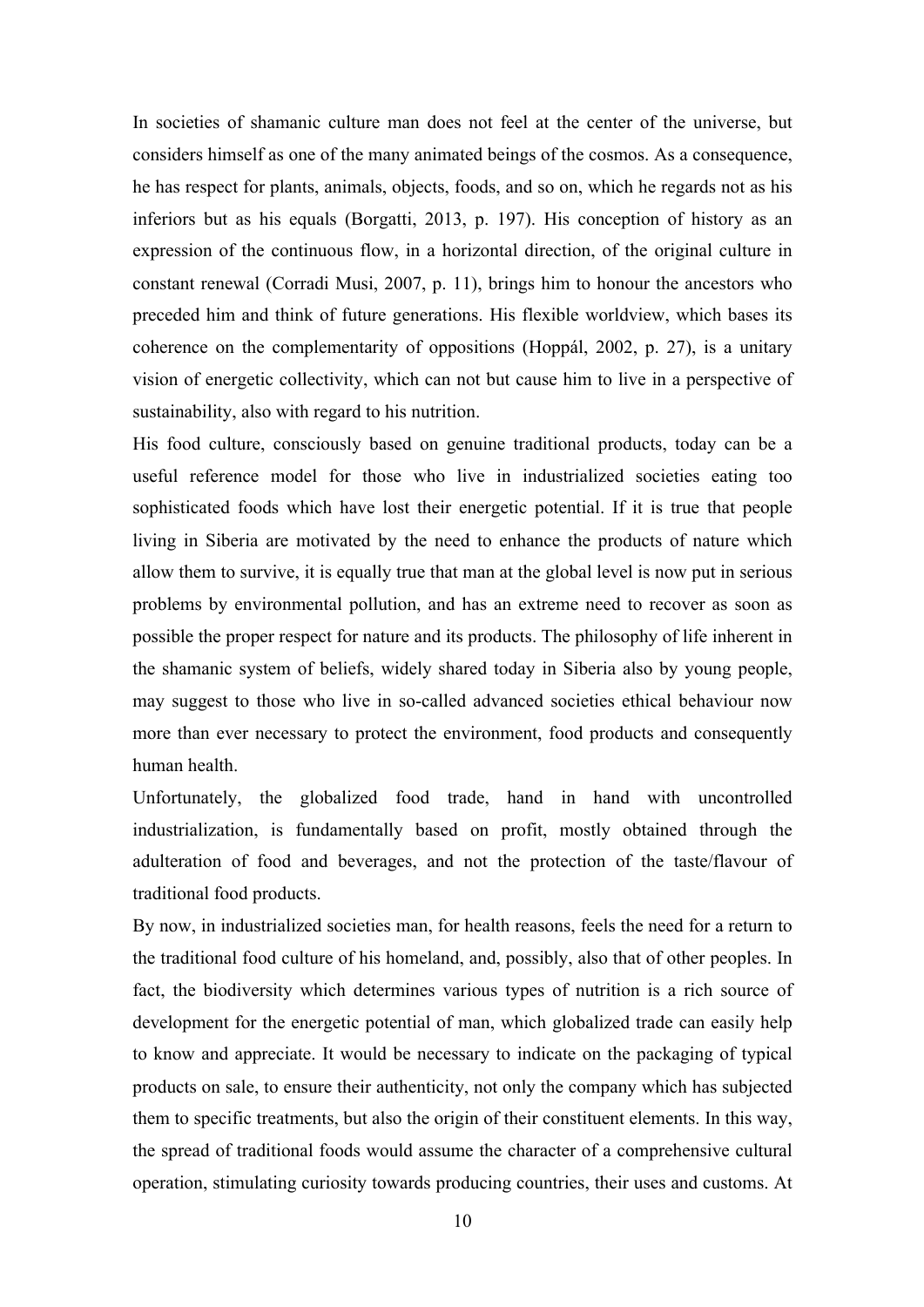In societies of shamanic culture man does not feel at the center of the universe, but considers himself as one of the many animated beings of the cosmos. As a consequence, he has respect for plants, animals, objects, foods, and so on, which he regards not as his inferiors but as his equals (Borgatti, 2013, p. 197). His conception of history as an expression of the continuous flow, in a horizontal direction, of the original culture in constant renewal (Corradi Musi, 2007, p. 11), brings him to honour the ancestors who preceded him and think of future generations. His flexible worldview, which bases its coherence on the complementarity of oppositions (Hoppál, 2002, p. 27), is a unitary vision of energetic collectivity, which can not but cause him to live in a perspective of sustainability, also with regard to his nutrition.

His food culture, consciously based on genuine traditional products, today can be a useful reference model for those who live in industrialized societies eating too sophisticated foods which have lost their energetic potential. If it is true that people living in Siberia are motivated by the need to enhance the products of nature which allow them to survive, it is equally true that man at the global level is now put in serious problems by environmental pollution, and has an extreme need to recover as soon as possible the proper respect for nature and its products. The philosophy of life inherent in the shamanic system of beliefs, widely shared today in Siberia also by young people, may suggest to those who live in so-called advanced societies ethical behaviour now more than ever necessary to protect the environment, food products and consequently human health.

Unfortunately, the globalized food trade, hand in hand with uncontrolled industrialization, is fundamentally based on profit, mostly obtained through the adulteration of food and beverages, and not the protection of the taste/flavour of traditional food products.

By now, in industrialized societies man, for health reasons, feels the need for a return to the traditional food culture of his homeland, and, possibly, also that of other peoples. In fact, the biodiversity which determines various types of nutrition is a rich source of development for the energetic potential of man, which globalized trade can easily help to know and appreciate. It would be necessary to indicate on the packaging of typical products on sale, to ensure their authenticity, not only the company which has subjected them to specific treatments, but also the origin of their constituent elements. In this way, the spread of traditional foods would assume the character of a comprehensive cultural operation, stimulating curiosity towards producing countries, their uses and customs. At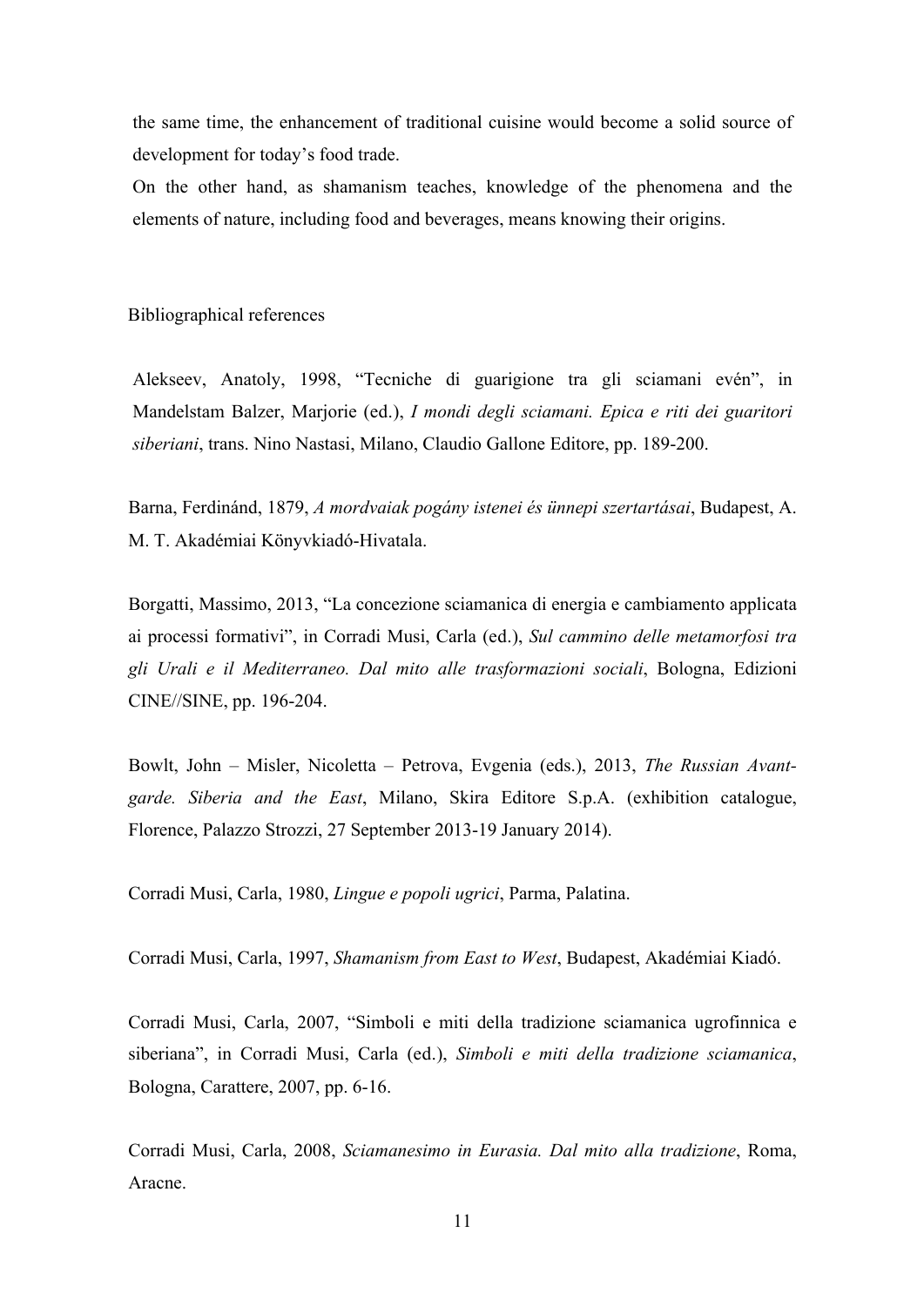the same time, the enhancement of traditional cuisine would become a solid source of development for today's food trade.

On the other hand, as shamanism teaches, knowledge of the phenomena and the elements of nature, including food and beverages, means knowing their origins.

## Bibliographical references

Alekseev, Anatoly, 1998, "Tecniche di guarigione tra gli sciamani evén", in Mandelstam Balzer, Marjorie (ed.), *I mondi degli sciamani. Epica e riti dei guaritori siberiani*, trans. Nino Nastasi, Milano, Claudio Gallone Editore, pp. 189-200.

Barna, Ferdinánd, 1879, *A mordvaiak pogány istenei és ünnepi szertartásai*, Budapest, A. M. T. Akadémiai Könyvkiadó-Hivatala.

Borgatti, Massimo, 2013, "La concezione sciamanica di energia e cambiamento applicata ai processi formativi", in Corradi Musi, Carla (ed.), *Sul cammino delle metamorfosi tra gli Urali e il Mediterraneo. Dal mito alle trasformazioni sociali*, Bologna, Edizioni CINE//SINE, pp. 196-204.

Bowlt, John – Misler, Nicoletta – Petrova, Evgenia (eds.), 2013, *The Russian Avant-garde. Siberia and the East*, Milano, Skira Editore S.p.A. (exhibition catalogue, Florence, Palazzo Strozzi, 27 September 2013-19 January 2014).

Corradi Musi, Carla, 1980, *Lingue e popoli ugrici*, Parma, Palatina.

Corradi Musi, Carla, 1997, *Shamanism from East to West*, Budapest, Akadémiai Kiadó.

Corradi Musi, Carla, 2007, "Simboli e miti della tradizione sciamanica ugrofinnica e siberiana", in Corradi Musi, Carla (ed.), *Simboli e miti della tradizione sciamanica*, Bologna, Carattere, 2007, pp. 6-16.

Corradi Musi, Carla, 2008, *Sciamanesimo in Eurasia. Dal mito alla tradizione*, Roma, Aracne.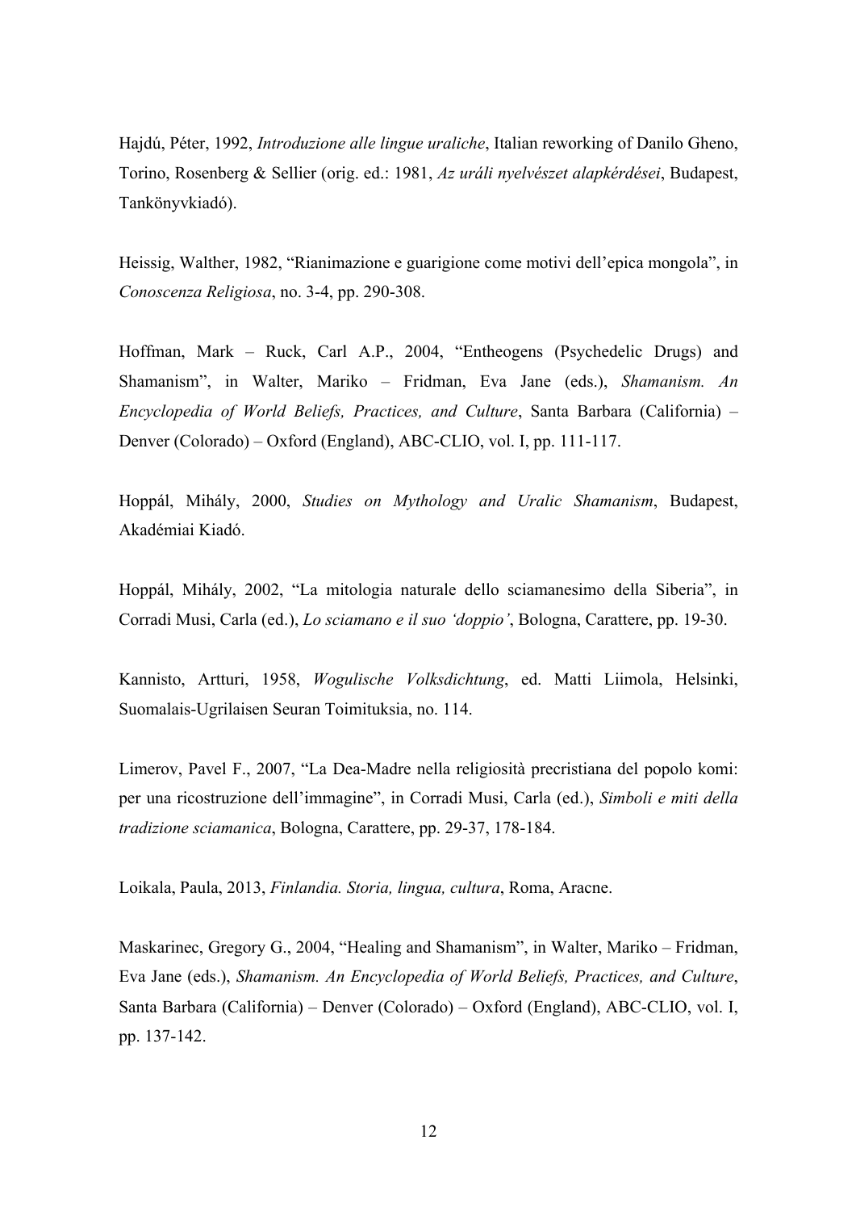Hajdú, Péter, 1992, *Introduzione alle lingue uraliche*, Italian reworking of Danilo Gheno, Torino, Rosenberg & Sellier (orig. ed.: 1981, *Az uráli nyelvészet alapkérdései*, Budapest, Tankönyvkiadó).

Heissig, Walther, 1982, "Rianimazione e guarigione come motivi dell'epica mongola", in *Conoscenza Religiosa*, no. 3-4, pp. 290-308.

Hoffman, Mark – Ruck, Carl A.P., 2004, "Entheogens (Psychedelic Drugs) and Shamanism", in Walter, Mariko – Fridman, Eva Jane (eds.), *Shamanism. An Encyclopedia of World Beliefs, Practices, and Culture*, Santa Barbara (California) – Denver (Colorado) – Oxford (England), ABC-CLIO, vol. I, pp. 111-117.

Hoppál, Mihály, 2000, *Studies on Mythology and Uralic Shamanism*, Budapest, Akadémiai Kiadó.

Hoppál, Mihály, 2002, "La mitologia naturale dello sciamanesimo della Siberia", in Corradi Musi, Carla (ed.), *Lo sciamano e il suo 'doppio'*, Bologna, Carattere, pp. 19-30.

Kannisto, Artturi, 1958, *Wogulische Volksdichtung*, ed. Matti Liimola, Helsinki, Suomalais-Ugrilaisen Seuran Toimituksia, no. 114.

Limerov, Pavel F., 2007, "La Dea-Madre nella religiosità precristiana del popolo komi: per una ricostruzione dell'immagine", in Corradi Musi, Carla (ed.), *Simboli e miti della tradizione sciamanica*, Bologna, Carattere, pp. 29-37, 178-184.

Loikala, Paula, 2013, *Finlandia. Storia, lingua, cultura*, Roma, Aracne.

Maskarinec, Gregory G., 2004, "Healing and Shamanism", in Walter, Mariko – Fridman, Eva Jane (eds.), *Shamanism. An Encyclopedia of World Beliefs, Practices, and Culture*, Santa Barbara (California) – Denver (Colorado) – Oxford (England), ABC-CLIO, vol. I, pp. 137-142.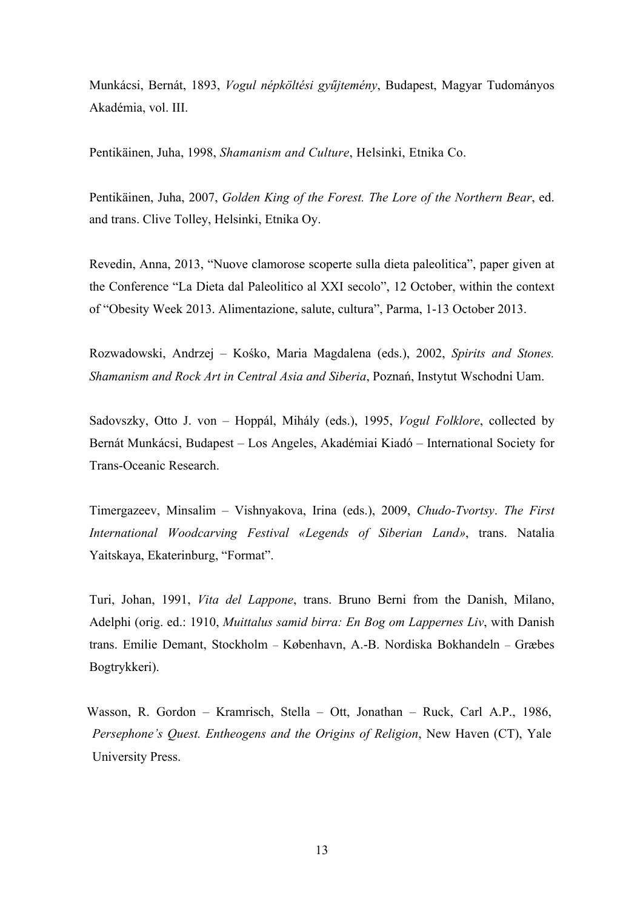Munkácsi, Bernát, 1893, *Vogul népköltési gyűjtemény*, Budapest, Magyar Tudományos Akadémia, vol. III.

Pentikäinen, Juha, 1998, *Shamanism and Culture*, Helsinki, Etnika Co.

Pentikäinen, Juha, 2007, *Golden King of the Forest. The Lore of the Northern Bear*, ed. and trans. Clive Tolley, Helsinki, Etnika Oy.

Revedin, Anna, 2013, "Nuove clamorose scoperte sulla dieta paleolitica", paper given at the Conference "La Dieta dal Paleolitico al XXI secolo", 12 October, within the context of "Obesity Week 2013. Alimentazione, salute, cultura", Parma, 1-13 October 2013.

Rozwadowski, Andrzej – Kośko, Maria Magdalena (eds.), 2002, *Spirits and Stones. Shamanism and Rock Art in Central Asia and Siberia*, Poznań, Instytut Wschodni Uam.

Sadovszky, Otto J. von – Hoppál, Mihály (eds.), 1995, *Vogul Folklore*, collected by Bernát Munkácsi, Budapest – Los Angeles, Akadémiai Kiadó – International Society for Trans-Oceanic Research.

Timergazeev, Minsalim – Vishnyakova, Irina (eds.), 2009, *Chudo-Tvortsy*. *The First International Woodcarving Festival «Legends of Siberian Land»*, trans. Natalia Yaitskaya, Ekaterinburg, "Format".

Turi, Johan, 1991, *Vita del Lappone*, trans. Bruno Berni from the Danish, Milano, Adelphi (orig. ed.: 1910, *Muittalus samid birra: En Bog om Lappernes Liv*, with Danish trans. Emilie Demant, Stockholm – København, A.-B. Nordiska Bokhandeln – Græbes Bogtrykkeri).

Wasson, R. Gordon – Kramrisch, Stella – Ott, Jonathan – Ruck, Carl A.P., 1986, *Persephone's Quest. Entheogens and the Origins of Religion*, New Haven (CT), Yale University Press.